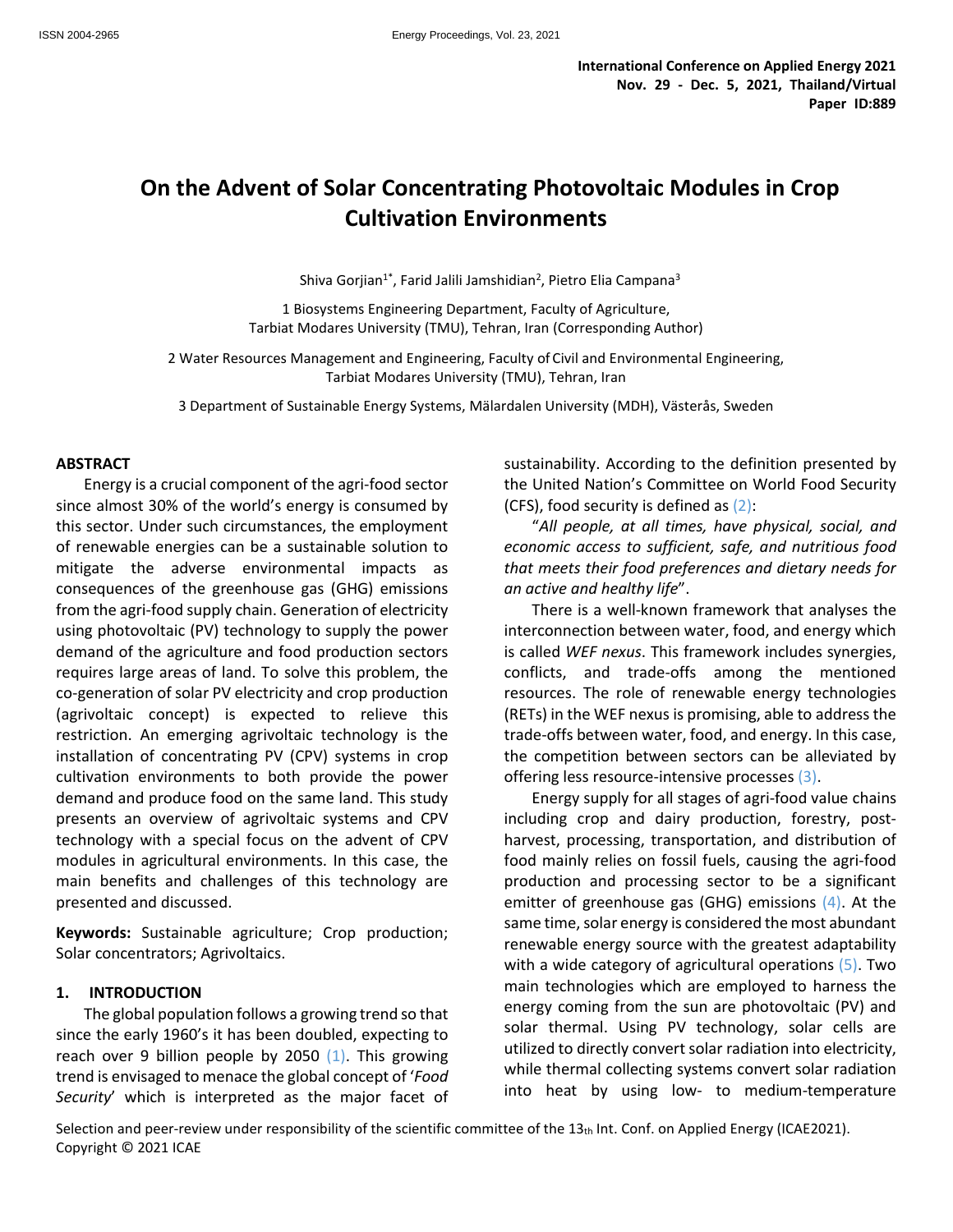International Conference on Applied Energy 2021
Nov. 29 - Dec. 5, 2021, Thailand/Virtual
Paper ID:889

# On the Advent of Solar Concentrating Photovoltaic Modules in Crop Cultivation Environments

Shiva Gorjian[1*], Farid Jalili Jamshidian[2], Pietro Elia Campana[3]

1 Biosystems Engineering Department, Faculty of Agriculture, Tarbiat Modares University (TMU), Tehran, Iran (Corresponding Author)

2 Water Resources Management and Engineering, Faculty of Civil and Environmental Engineering, Tarbiat Modares University (TMU), Tehran, Iran

3 Department of Sustainable Energy Systems, Mälardalen University (MDH), Västerås, Sweden

## ABSTRACT

Energy is a crucial component of the agri-food sector since almost 30% of the world's energy is consumed by this sector. Under such circumstances, the employment of renewable energies can be a sustainable solution to mitigate the adverse environmental impacts as consequences of the greenhouse gas (GHG) emissions from the agri-food supply chain. Generation of electricity using photovoltaic (PV) technology to supply the power demand of the agriculture and food production sectors requires large areas of land. To solve this problem, the co-generation of solar PV electricity and crop production (agrivoltaic concept) is expected to relieve this restriction. An emerging agrivoltaic technology is the installation of concentrating PV (CPV) systems in crop cultivation environments to both provide the power demand and produce food on the same land. This study presents an overview of agrivoltaic systems and CPV technology with a special focus on the advent of CPV modules in agricultural environments. In this case, the main benefits and challenges of this technology are presented and discussed.

**Keywords:** Sustainable agriculture; Crop production; Solar concentrators; Agrivoltaics.

## 1. INTRODUCTION

The global population follows a growing trend so that since the early 1960's it has been doubled, expecting to reach over 9 billion people by 2050 (1). This growing trend is envisaged to menace the global concept of '*Food Security*' which is interpreted as the major facet of sustainability. According to the definition presented by the United Nation's Committee on World Food Security (CFS), food security is defined as (2):

"*All people, at all times, have physical, social, and economic access to sufficient, safe, and nutritious food that meets their food preferences and dietary needs for an active and healthy life*".

There is a well-known framework that analyses the interconnection between water, food, and energy which is called *WEF nexus*. This framework includes synergies, conflicts, and trade-offs among the mentioned resources. The role of renewable energy technologies (RETs) in the WEF nexus is promising, able to address the trade-offs between water, food, and energy. In this case, the competition between sectors can be alleviated by offering less resource-intensive processes (3).

Energy supply for all stages of agri-food value chains including crop and dairy production, forestry, post-harvest, processing, transportation, and distribution of food mainly relies on fossil fuels, causing the agri-food production and processing sector to be a significant emitter of greenhouse gas (GHG) emissions (4). At the same time, solar energy is considered the most abundant renewable energy source with the greatest adaptability with a wide category of agricultural operations (5). Two main technologies which are employed to harness the energy coming from the sun are photovoltaic (PV) and solar thermal. Using PV technology, solar cells are utilized to directly convert solar radiation into electricity, while thermal collecting systems convert solar radiation into heat by using low- to medium-temperature

Selection and peer-review under responsibility of the scientific committee of the 13th Int. Conf. on Applied Energy (ICAE2021).
Copyright © 2021 ICAE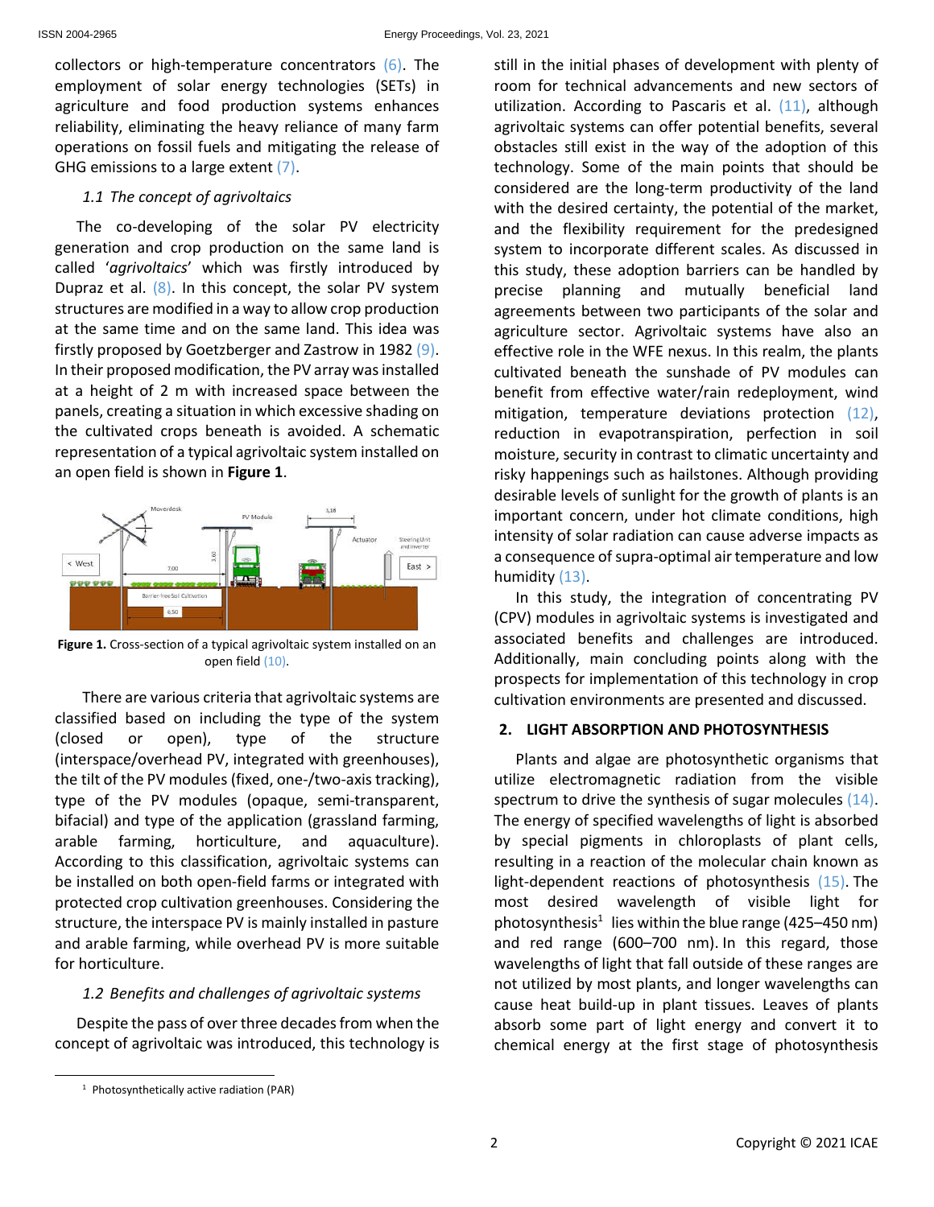collectors or high-temperature concentrators (6). The employment of solar energy technologies (SETs) in agriculture and food production systems enhances reliability, eliminating the heavy reliance of many farm operations on fossil fuels and mitigating the release of GHG emissions to a large extent (7).

### *1.1 The concept of agrivoltaics*

The co-developing of the solar PV electricity generation and crop production on the same land is called '*agrivoltaics*' which was firstly introduced by Dupraz et al. (8). In this concept, the solar PV system structures are modified in a way to allow crop production at the same time and on the same land. This idea was firstly proposed by Goetzberger and Zastrow in 1982 (9). In their proposed modification, the PV array was installed at a height of 2 m with increased space between the panels, creating a situation in which excessive shading on the cultivated crops beneath is avoided. A schematic representation of a typical agrivoltaic system installed on an open field is shown in **Figure 1**.

**Figure 1.** Cross-section of a typical agrivoltaic system installed on an open field (10).

There are various criteria that agrivoltaic systems are classified based on including the type of the system (closed or open), type of the structure (interspace/overhead PV, integrated with greenhouses), the tilt of the PV modules (fixed, one-/two-axis tracking), type of the PV modules (opaque, semi-transparent, bifacial) and type of the application (grassland farming, arable farming, horticulture, and aquaculture). According to this classification, agrivoltaic systems can be installed on both open-field farms or integrated with protected crop cultivation greenhouses. Considering the structure, the interspace PV is mainly installed in pasture and arable farming, while overhead PV is more suitable for horticulture.

### *1.2 Benefits and challenges of agrivoltaic systems*

Despite the pass of over three decades from when the concept of agrivoltaic was introduced, this technology is still in the initial phases of development with plenty of room for technical advancements and new sectors of utilization. According to Pascaris et al. (11), although agrivoltaic systems can offer potential benefits, several obstacles still exist in the way of the adoption of this technology. Some of the main points that should be considered are the long-term productivity of the land with the desired certainty, the potential of the market, and the flexibility requirement for the predesigned system to incorporate different scales. As discussed in this study, these adoption barriers can be handled by precise planning and mutually beneficial land agreements between two participants of the solar and agriculture sector. Agrivoltaic systems have also an effective role in the WFE nexus. In this realm, the plants cultivated beneath the sunshade of PV modules can benefit from effective water/rain redeployment, wind mitigation, temperature deviations protection (12), reduction in evapotranspiration, perfection in soil moisture, security in contrast to climatic uncertainty and risky happenings such as hailstones. Although providing desirable levels of sunlight for the growth of plants is an important concern, under hot climate conditions, high intensity of solar radiation can cause adverse impacts as a consequence of supra-optimal air temperature and low humidity (13).

In this study, the integration of concentrating PV (CPV) modules in agrivoltaic systems is investigated and associated benefits and challenges are introduced. Additionally, main concluding points along with the prospects for implementation of this technology in crop cultivation environments are presented and discussed.

## 2. LIGHT ABSORPTION AND PHOTOSYNTHESIS

Plants and algae are photosynthetic organisms that utilize electromagnetic radiation from the visible spectrum to drive the synthesis of sugar molecules (14). The energy of specified wavelengths of light is absorbed by special pigments in chloroplasts of plant cells, resulting in a reaction of the molecular chain known as light-dependent reactions of photosynthesis (15). The most desired wavelength of visible light for photosynthesis[1] lies within the blue range (425–450 nm) and red range (600–700 nm). In this regard, those wavelengths of light that fall outside of these ranges are not utilized by most plants, and longer wavelengths can cause heat build-up in plant tissues. Leaves of plants absorb some part of light energy and convert it to chemical energy at the first stage of photosynthesis

[1] Photosynthetically active radiation (PAR)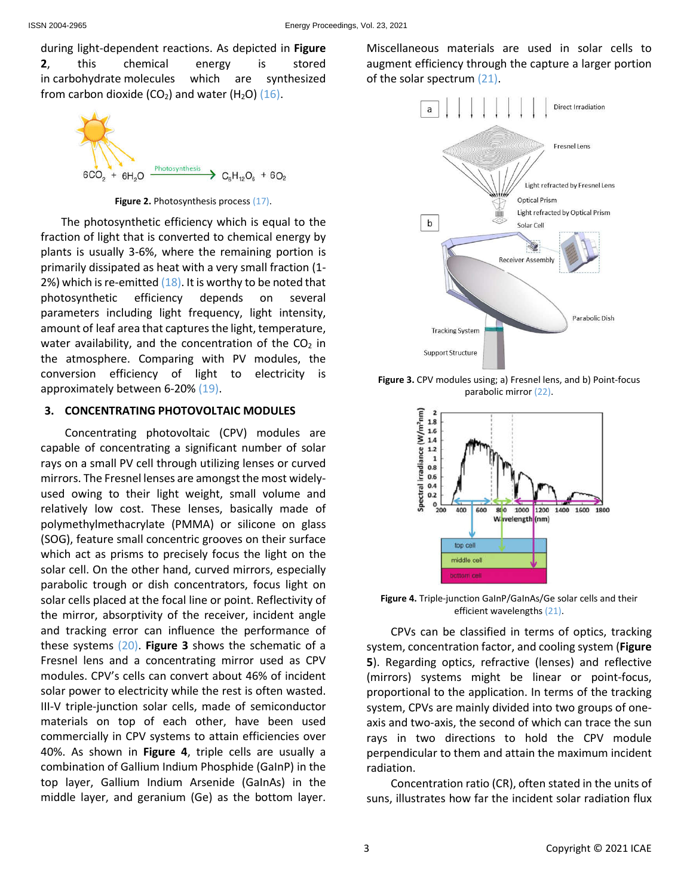during light-dependent reactions. As depicted in **Figure 2**, this chemical energy is stored in carbohydrate molecules which are synthesized from carbon dioxide ($CO_2$) and water ($H_2O$) (16).

Figure 2. Photosynthesis process (17).

The photosynthetic efficiency which is equal to the fraction of light that is converted to chemical energy by plants is usually 3-6%, where the remaining portion is primarily dissipated as heat with a very small fraction (1-2%) which is re-emitted (18). It is worthy to be noted that photosynthetic efficiency depends on several parameters including light frequency, light intensity, amount of leaf area that captures the light, temperature, water availability, and the concentration of the $CO_2$ in the atmosphere. Comparing with PV modules, the conversion efficiency of light to electricity is approximately between 6-20% (19).

## 3. CONCENTRATING PHOTOVOLTAIC MODULES

Concentrating photovoltaic (CPV) modules are capable of concentrating a significant number of solar rays on a small PV cell through utilizing lenses or curved mirrors. The Fresnel lenses are amongst the most widely-used owing to their light weight, small volume and relatively low cost. These lenses, basically made of polymethylmethacrylate (PMMA) or silicone on glass (SOG), feature small concentric grooves on their surface which act as prisms to precisely focus the light on the solar cell. On the other hand, curved mirrors, especially parabolic trough or dish concentrators, focus light on solar cells placed at the focal line or point. Reflectivity of the mirror, absorptivity of the receiver, incident angle and tracking error can influence the performance of these systems (20). **Figure 3** shows the schematic of a Fresnel lens and a concentrating mirror used as CPV modules. CPV's cells can convert about 46% of incident solar power to electricity while the rest is often wasted. III-V triple-junction solar cells, made of semiconductor materials on top of each other, have been used commercially in CPV systems to attain efficiencies over 40%. As shown in **Figure 4**, triple cells are usually a combination of Gallium Indium Phosphide (GaInP) in the top layer, Gallium Indium Arsenide (GaInAs) in the middle layer, and geranium (Ge) as the bottom layer. Miscellaneous materials are used in solar cells to augment efficiency through the capture a larger portion of the solar spectrum (21).

Figure 3. CPV modules using; a) Fresnel lens, and b) Point-focus parabolic mirror (22).

Figure 4. Triple-junction GaInP/GaInAs/Ge solar cells and their efficient wavelengths (21).

CPVs can be classified in terms of optics, tracking system, concentration factor, and cooling system (**Figure 5**). Regarding optics, refractive (lenses) and reflective (mirrors) systems might be linear or point-focus, proportional to the application. In terms of the tracking system, CPVs are mainly divided into two groups of one-axis and two-axis, the second of which can trace the sun rays in two directions to hold the CPV module perpendicular to them and attain the maximum incident radiation.

Concentration ratio (CR), often stated in the units of suns, illustrates how far the incident solar radiation flux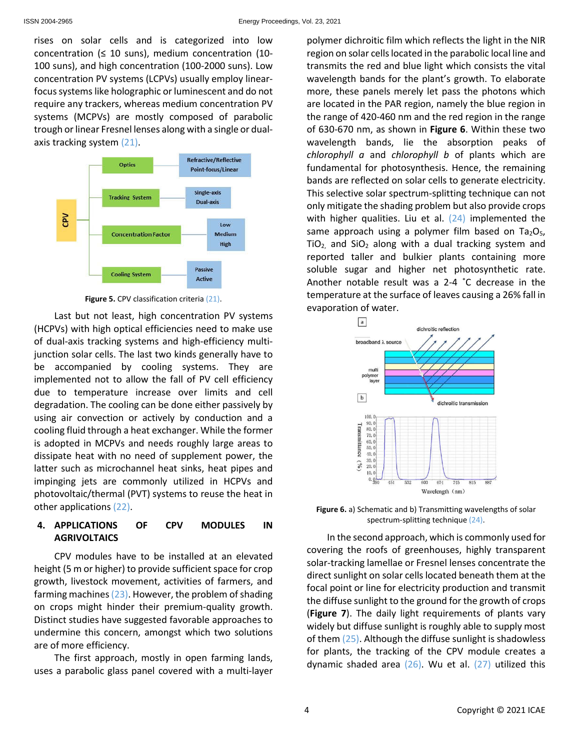rises on solar cells and is categorized into low concentration (≤ 10 suns), medium concentration (10-100 suns), and high concentration (100-2000 suns). Low concentration PV systems (LCPVs) usually employ linear-focus systems like holographic or luminescent and do not require any trackers, whereas medium concentration PV systems (MCPVs) are mostly composed of parabolic trough or linear Fresnel lenses along with a single or dual-axis tracking system (21).

**Figure 5.** CPV classification criteria (21).

Last but not least, high concentration PV systems (HCPVs) with high optical efficiencies need to make use of dual-axis tracking systems and high-efficiency multi-junction solar cells. The last two kinds generally have to be accompanied by cooling systems. They are implemented not to allow the fall of PV cell efficiency due to temperature increase over limits and cell degradation. The cooling can be done either passively by using air convection or actively by conduction and a cooling fluid through a heat exchanger. While the former is adopted in MCPVs and needs roughly large areas to dissipate heat with no need of supplement power, the latter such as microchannel heat sinks, heat pipes and impinging jets are commonly utilized in HCPVs and photovoltaic/thermal (PVT) systems to reuse the heat in other applications (22).

## 4. APPLICATIONS OF CPV MODULES IN AGRIVOLTAICS

CPV modules have to be installed at an elevated height (5 m or higher) to provide sufficient space for crop growth, livestock movement, activities of farmers, and farming machines (23). However, the problem of shading on crops might hinder their premium-quality growth. Distinct studies have suggested favorable approaches to undermine this concern, amongst which two solutions are of more efficiency.

The first approach, mostly in open farming lands, uses a parabolic glass panel covered with a multi-layer polymer dichroitic film which reflects the light in the NIR region on solar cells located in the parabolic local line and transmits the red and blue light which consists the vital wavelength bands for the plant's growth. To elaborate more, these panels merely let pass the photons which are located in the PAR region, namely the blue region in the range of 420-460 nm and the red region in the range of 630-670 nm, as shown in **Figure 6**. Within these two wavelength bands, lie the absorption peaks of *chlorophyll a* and *chlorophyll b* of plants which are fundamental for photosynthesis. Hence, the remaining bands are reflected on solar cells to generate electricity. This selective solar spectrum-splitting technique can not only mitigate the shading problem but also provide crops with higher qualities. Liu et al. (24) implemented the same approach using a polymer film based on $Ta_2O_5$, $TiO_2$, and $SiO_2$ along with a dual tracking system and reported taller and bulkier plants containing more soluble sugar and higher net photosynthetic rate. Another notable result was a 2-4 ˚C decrease in the temperature at the surface of leaves causing a 26% fall in evaporation of water.

**Figure 6.** a) Schematic and b) Transmitting wavelengths of solar spectrum-splitting technique (24).

In the second approach, which is commonly used for covering the roofs of greenhouses, highly transparent solar-tracking lamellae or Fresnel lenses concentrate the direct sunlight on solar cells located beneath them at the focal point or line for electricity production and transmit the diffuse sunlight to the ground for the growth of crops (**Figure 7**). The daily light requirements of plants vary widely but diffuse sunlight is roughly able to supply most of them (25). Although the diffuse sunlight is shadowless for plants, the tracking of the CPV module creates a dynamic shaded area (26). Wu et al. (27) utilized this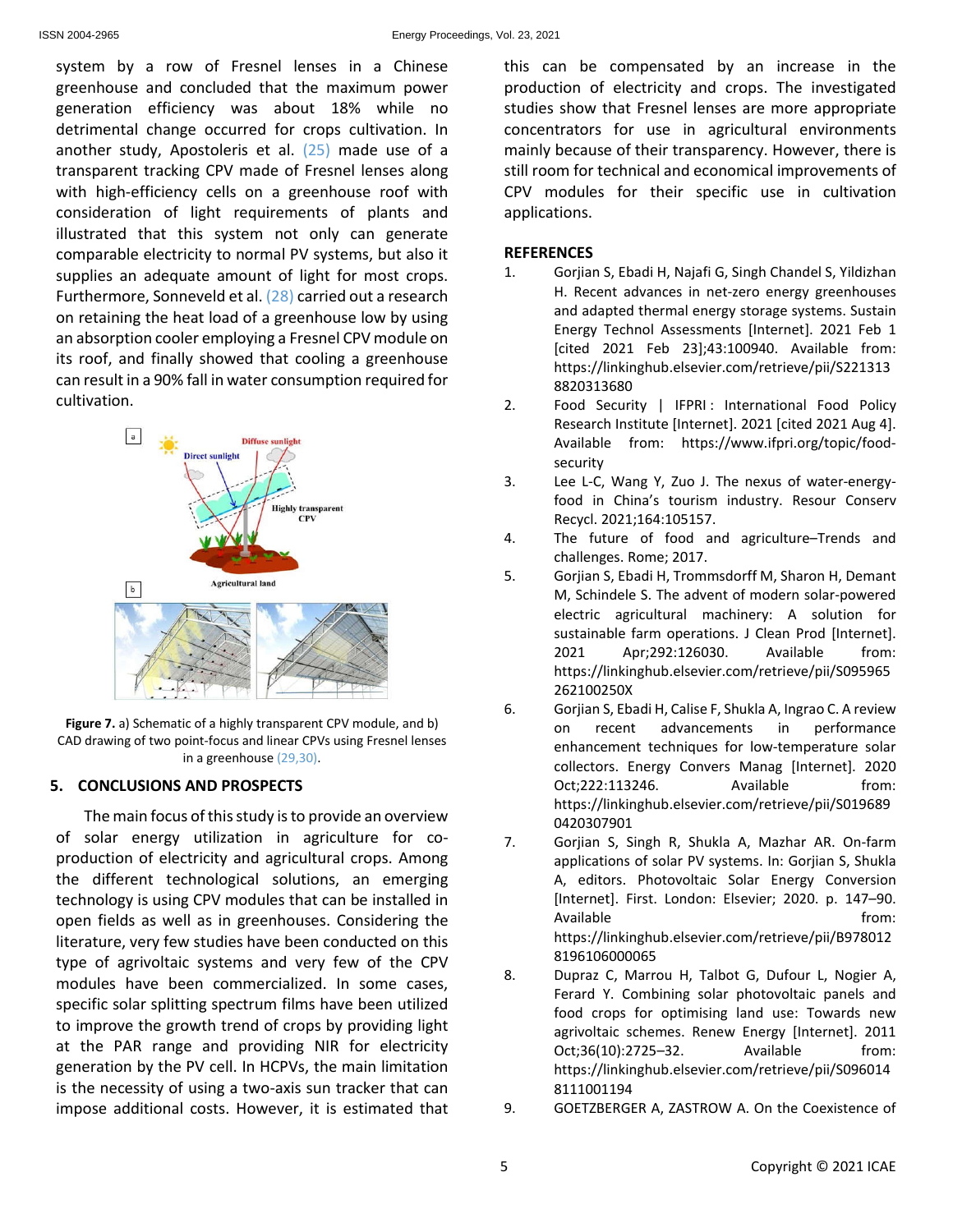system by a row of Fresnel lenses in a Chinese greenhouse and concluded that the maximum power generation efficiency was about 18% while no detrimental change occurred for crops cultivation. In another study, Apostoleris et al. (25) made use of a transparent tracking CPV made of Fresnel lenses along with high-efficiency cells on a greenhouse roof with consideration of light requirements of plants and illustrated that this system not only can generate comparable electricity to normal PV systems, but also it supplies an adequate amount of light for most crops. Furthermore, Sonneveld et al. (28) carried out a research on retaining the heat load of a greenhouse low by using an absorption cooler employing a Fresnel CPV module on its roof, and finally showed that cooling a greenhouse can result in a 90% fall in water consumption required for cultivation.

**Figure 7.** a) Schematic of a highly transparent CPV module, and b) CAD drawing of two point-focus and linear CPVs using Fresnel lenses in a greenhouse (29,30).

## 5. CONCLUSIONS AND PROSPECTS

The main focus of this study is to provide an overview of solar energy utilization in agriculture for co-production of electricity and agricultural crops. Among the different technological solutions, an emerging technology is using CPV modules that can be installed in open fields as well as in greenhouses. Considering the literature, very few studies have been conducted on this type of agrivoltaic systems and very few of the CPV modules have been commercialized. In some cases, specific solar splitting spectrum films have been utilized to improve the growth trend of crops by providing light at the PAR range and providing NIR for electricity generation by the PV cell. In HCPVs, the main limitation is the necessity of using a two-axis sun tracker that can impose additional costs. However, it is estimated that this can be compensated by an increase in the production of electricity and crops. The investigated studies show that Fresnel lenses are more appropriate concentrators for use in agricultural environments mainly because of their transparency. However, there is still room for technical and economical improvements of CPV modules for their specific use in cultivation applications.

## REFERENCES

1. Gorjian S, Ebadi H, Najafi G, Singh Chandel S, Yildizhan H. Recent advances in net-zero energy greenhouses and adapted thermal energy storage systems. Sustain Energy Technol Assessments [Internet]. 2021 Feb 1 [cited 2021 Feb 23];43:100940. Available from: https://linkinghub.elsevier.com/retrieve/pii/S2213138820313680
2. Food Security | IFPRI : International Food Policy Research Institute [Internet]. 2021 [cited 2021 Aug 4]. Available from: https://www.ifpri.org/topic/food-security
3. Lee L-C, Wang Y, Zuo J. The nexus of water-energy-food in China's tourism industry. Resour Conserv Recycl. 2021;164:105157.
4. The future of food and agriculture–Trends and challenges. Rome; 2017.
5. Gorjian S, Ebadi H, Trommsdorff M, Sharon H, Demant M, Schindele S. The advent of modern solar-powered electric agricultural machinery: A solution for sustainable farm operations. J Clean Prod [Internet]. 2021 Apr;292:126030. Available from: https://linkinghub.elsevier.com/retrieve/pii/S095965262100250X
6. Gorjian S, Ebadi H, Calise F, Shukla A, Ingrao C. A review on recent advancements in performance enhancement techniques for low-temperature solar collectors. Energy Convers Manag [Internet]. 2020 Oct;222:113246. Available from: https://linkinghub.elsevier.com/retrieve/pii/S0196890420307901
7. Gorjian S, Singh R, Shukla A, Mazhar AR. On-farm applications of solar PV systems. In: Gorjian S, Shukla A, editors. Photovoltaic Solar Energy Conversion [Internet]. First. London: Elsevier; 2020. p. 147–90. Available from: https://linkinghub.elsevier.com/retrieve/pii/B9780128196106000065
8. Dupraz C, Marrou H, Talbot G, Dufour L, Nogier A, Ferard Y. Combining solar photovoltaic panels and food crops for optimising land use: Towards new agrivoltaic schemes. Renew Energy [Internet]. 2011 Oct;36(10):2725–32. Available from: https://linkinghub.elsevier.com/retrieve/pii/S0960148111001194
9. GOETZBERGER A, ZASTROW A. On the Coexistence of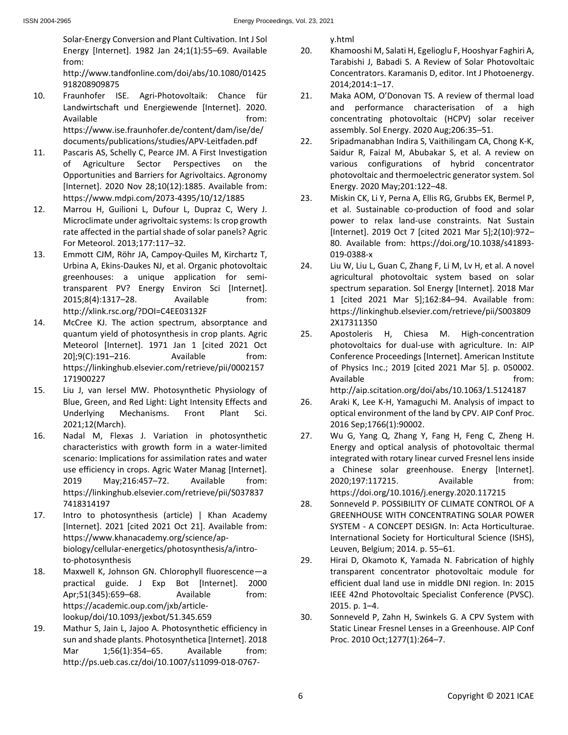Solar-Energy Conversion and Plant Cultivation. Int J Sol Energy [Internet]. 1982 Jan 24;1(1):55–69. Available from: http://www.tandfonline.com/doi/abs/10.1080/01425918208909875

10. Fraunhofer ISE. Agri-Photovoltaik: Chance für Landwirtschaft und Energiewende [Internet]. 2020. Available from: https://www.ise.fraunhofer.de/content/dam/ise/de/documents/publications/studies/APV-Leitfaden.pdf
11. Pascaris AS, Schelly C, Pearce JM. A First Investigation of Agriculture Sector Perspectives on the Opportunities and Barriers for Agrivoltaics. Agronomy [Internet]. 2020 Nov 28;10(12):1885. Available from: https://www.mdpi.com/2073-4395/10/12/1885
12. Marrou H, Guilioni L, Dufour L, Dupraz C, Wery J. Microclimate under agrivoltaic systems: Is crop growth rate affected in the partial shade of solar panels? Agric For Meteorol. 2013;177:117–32.
13. Emmott CJM, Röhr JA, Campoy-Quiles M, Kirchartz T, Urbina A, Ekins-Daukes NJ, et al. Organic photovoltaic greenhouses: a unique application for semi-transparent PV? Energy Environ Sci [Internet]. 2015;8(4):1317–28. Available from: http://xlink.rsc.org/?DOI=C4EE03132F
14. McCree KJ. The action spectrum, absorptance and quantum yield of photosynthesis in crop plants. Agric Meteorol [Internet]. 1971 Jan 1 [cited 2021 Oct 20];9(C):191–216. Available from: https://linkinghub.elsevier.com/retrieve/pii/0002157171900227
15. Liu J, van Iersel MW. Photosynthetic Physiology of Blue, Green, and Red Light: Light Intensity Effects and Underlying Mechanisms. Front Plant Sci. 2021;12(March).
16. Nadal M, Flexas J. Variation in photosynthetic characteristics with growth form in a water-limited scenario: Implications for assimilation rates and water use efficiency in crops. Agric Water Manag [Internet]. 2019 May;216:457–72. Available from: https://linkinghub.elsevier.com/retrieve/pii/S0378377418314197
17. Intro to photosynthesis (article) | Khan Academy [Internet]. 2021 [cited 2021 Oct 21]. Available from: https://www.khanacademy.org/science/ap-biology/cellular-energetics/photosynthesis/a/intro-to-photosynthesis
18. Maxwell K, Johnson GN. Chlorophyll fluorescence—a practical guide. J Exp Bot [Internet]. 2000 Apr;51(345):659–68. Available from: https://academic.oup.com/jxb/article-lookup/doi/10.1093/jexbot/51.345.659
19. Mathur S, Jain L, Jajoo A. Photosynthetic efficiency in sun and shade plants. Photosynthetica [Internet]. 2018 Mar 1;56(1):354–65. Available from: http://ps.ueb.cas.cz/doi/10.1007/s11099-018-0767-y.html
20. Khamooshi M, Salati H, Egelioglu F, Hooshyar Faghiri A, Tarabishi J, Babadi S. A Review of Solar Photovoltaic Concentrators. Karamanis D, editor. Int J Photoenergy. 2014;2014:1–17.
21. Maka AOM, O'Donovan TS. A review of thermal load and performance characterisation of a high concentrating photovoltaic (HCPV) solar receiver assembly. Sol Energy. 2020 Aug;206:35–51.
22. Sripadmanabhan Indira S, Vaithilingam CA, Chong K-K, Saidur R, Faizal M, Abubakar S, et al. A review on various configurations of hybrid concentrator photovoltaic and thermoelectric generator system. Sol Energy. 2020 May;201:122–48.
23. Miskin CK, Li Y, Perna A, Ellis RG, Grubbs EK, Bermel P, et al. Sustainable co-production of food and solar power to relax land-use constraints. Nat Sustain [Internet]. 2019 Oct 7 [cited 2021 Mar 5];2(10):972–80. Available from: https://doi.org/10.1038/s41893-019-0388-x
24. Liu W, Liu L, Guan C, Zhang F, Li M, Lv H, et al. A novel agricultural photovoltaic system based on solar spectrum separation. Sol Energy [Internet]. 2018 Mar 1 [cited 2021 Mar 5];162:84–94. Available from: https://linkinghub.elsevier.com/retrieve/pii/S0038092X17311350
25. Apostoleris H, Chiesa M. High-concentration photovoltaics for dual-use with agriculture. In: AIP Conference Proceedings [Internet]. American Institute of Physics Inc.; 2019 [cited 2021 Mar 5]. p. 050002. Available from: http://aip.scitation.org/doi/abs/10.1063/1.5124187
26. Araki K, Lee K-H, Yamaguchi M. Analysis of impact to optical environment of the land by CPV. AIP Conf Proc. 2016 Sep;1766(1):90002.
27. Wu G, Yang Q, Zhang Y, Fang H, Feng C, Zheng H. Energy and optical analysis of photovoltaic thermal integrated with rotary linear curved Fresnel lens inside a Chinese solar greenhouse. Energy [Internet]. 2020;197:117215. Available from: https://doi.org/10.1016/j.energy.2020.117215
28. Sonneveld P. POSSIBILITY OF CLIMATE CONTROL OF A GREENHOUSE WITH CONCENTRATING SOLAR POWER SYSTEM - A CONCEPT DESIGN. In: Acta Horticulturae. International Society for Horticultural Science (ISHS), Leuven, Belgium; 2014. p. 55–61.
29. Hirai D, Okamoto K, Yamada N. Fabrication of highly transparent concentrator photovoltaic module for efficient dual land use in middle DNI region. In: 2015 IEEE 42nd Photovoltaic Specialist Conference (PVSC). 2015. p. 1–4.
30. Sonneveld P, Zahn H, Swinkels G. A CPV System with Static Linear Fresnel Lenses in a Greenhouse. AIP Conf Proc. 2010 Oct;1277(1):264–7.